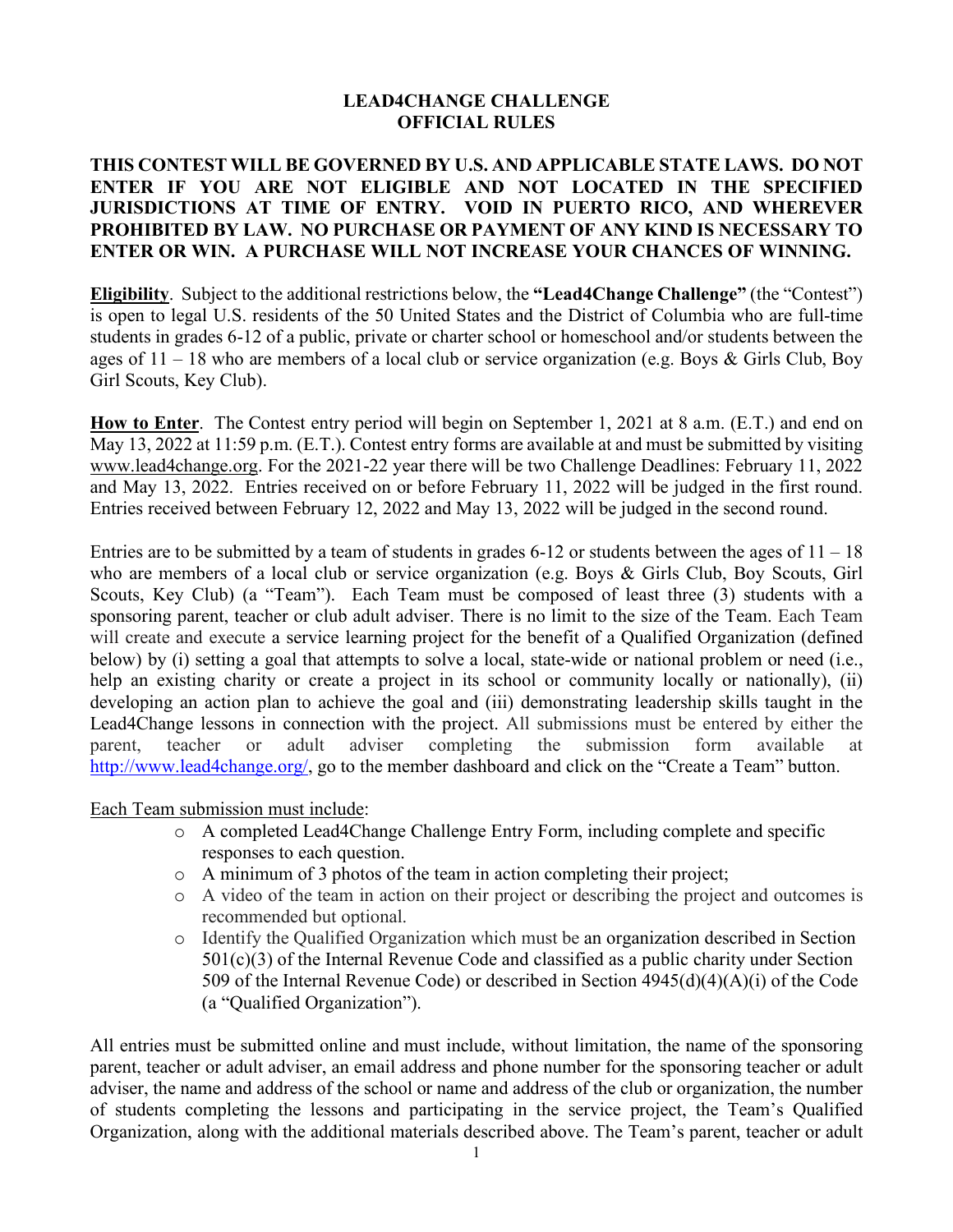# LEAD4CHANGE CHALLENGE
# OFFICIAL RULES

**THIS CONTEST WILL BE GOVERNED BY U.S. AND APPLICABLE STATE LAWS. DO NOT ENTER IF YOU ARE NOT ELIGIBLE AND NOT LOCATED IN THE SPECIFIED JURISDICTIONS AT TIME OF ENTRY. VOID IN PUERTO RICO, AND WHEREVER PROHIBITED BY LAW. NO PURCHASE OR PAYMENT OF ANY KIND IS NECESSARY TO ENTER OR WIN. A PURCHASE WILL NOT INCREASE YOUR CHANCES OF WINNING.**

**Eligibility**. Subject to the additional restrictions below, the **"Lead4Change Challenge"** (the "Contest") is open to legal U.S. residents of the 50 United States and the District of Columbia who are full-time students in grades 6-12 of a public, private or charter school or homeschool and/or students between the ages of 11 – 18 who are members of a local club or service organization (e.g. Boys & Girls Club, Boy Girl Scouts, Key Club).

**How to Enter**. The Contest entry period will begin on September 1, 2021 at 8 a.m. (E.T.) and end on May 13, 2022 at 11:59 p.m. (E.T.). Contest entry forms are available at and must be submitted by visiting www.lead4change.org. For the 2021-22 year there will be two Challenge Deadlines: February 11, 2022 and May 13, 2022. Entries received on or before February 11, 2022 will be judged in the first round. Entries received between February 12, 2022 and May 13, 2022 will be judged in the second round.

Entries are to be submitted by a team of students in grades 6-12 or students between the ages of 11 – 18 who are members of a local club or service organization (e.g. Boys & Girls Club, Boy Scouts, Girl Scouts, Key Club) (a "Team"). Each Team must be composed of least three (3) students with a sponsoring parent, teacher or club adult adviser. There is no limit to the size of the Team. Each Team will create and execute a service learning project for the benefit of a Qualified Organization (defined below) by (i) setting a goal that attempts to solve a local, state-wide or national problem or need (i.e., help an existing charity or create a project in its school or community locally or nationally), (ii) developing an action plan to achieve the goal and (iii) demonstrating leadership skills taught in the Lead4Change lessons in connection with the project. All submissions must be entered by either the parent, teacher or adult adviser completing the submission form available at http://www.lead4change.org/, go to the member dashboard and click on the "Create a Team" button.

Each Team submission must include:

- A completed Lead4Change Challenge Entry Form, including complete and specific responses to each question.
- A minimum of 3 photos of the team in action completing their project;
- A video of the team in action on their project or describing the project and outcomes is recommended but optional.
- Identify the Qualified Organization which must be an organization described in Section 501(c)(3) of the Internal Revenue Code and classified as a public charity under Section 509 of the Internal Revenue Code) or described in Section 4945(d)(4)(A)(i) of the Code (a "Qualified Organization").

All entries must be submitted online and must include, without limitation, the name of the sponsoring parent, teacher or adult adviser, an email address and phone number for the sponsoring teacher or adult adviser, the name and address of the school or name and address of the club or organization, the number of students completing the lessons and participating in the service project, the Team's Qualified Organization, along with the additional materials described above. The Team's parent, teacher or adult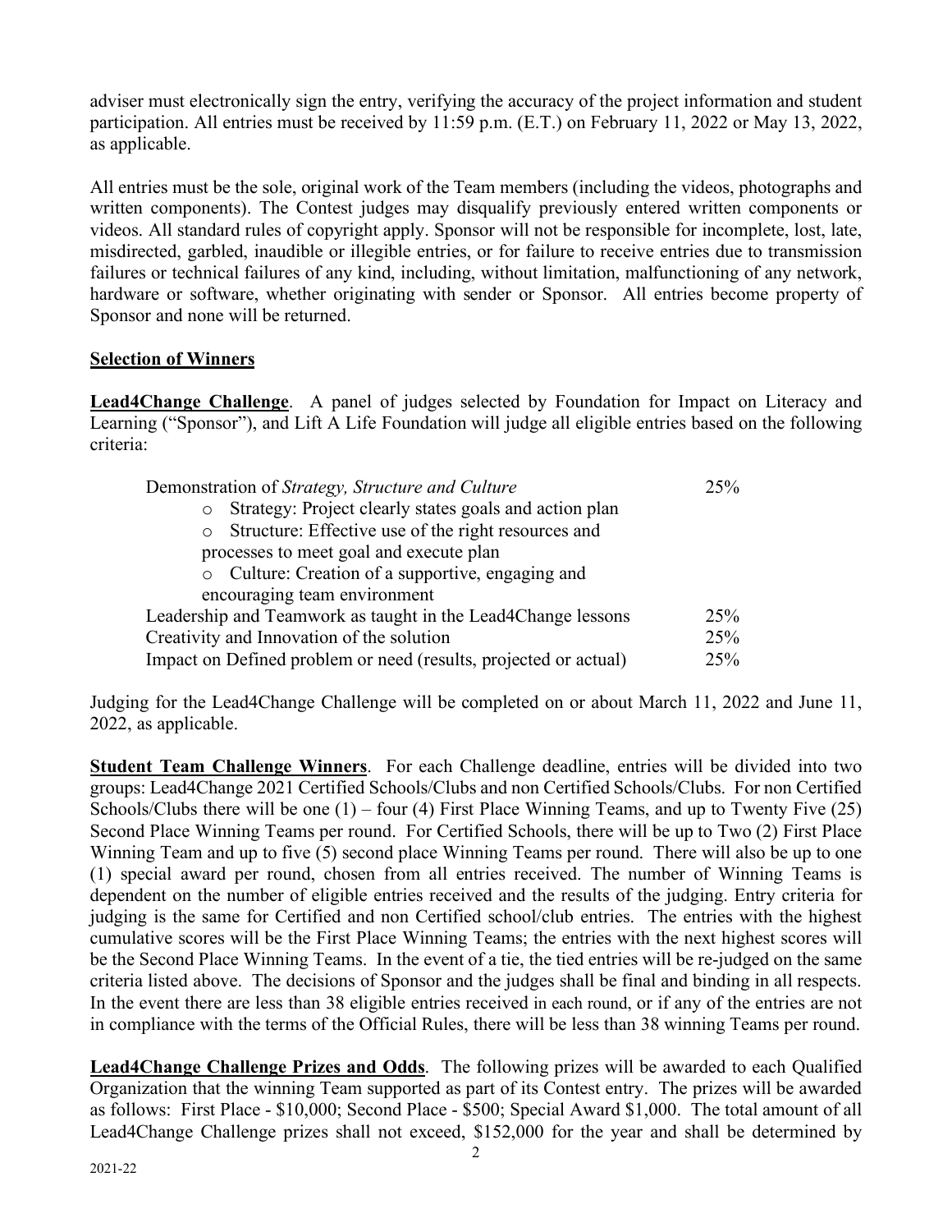adviser must electronically sign the entry, verifying the accuracy of the project information and student participation. All entries must be received by 11:59 p.m. (E.T.) on February 11, 2022 or May 13, 2022, as applicable.

All entries must be the sole, original work of the Team members (including the videos, photographs and written components). The Contest judges may disqualify previously entered written components or videos. All standard rules of copyright apply. Sponsor will not be responsible for incomplete, lost, late, misdirected, garbled, inaudible or illegible entries, or for failure to receive entries due to transmission failures or technical failures of any kind, including, without limitation, malfunctioning of any network, hardware or software, whether originating with sender or Sponsor. All entries become property of Sponsor and none will be returned.

## Selection of Winners

**Lead4Change Challenge**. A panel of judges selected by Foundation for Impact on Literacy and Learning ("Sponsor"), and Lift A Life Foundation will judge all eligible entries based on the following criteria:

| Criteria | Weight |
|---|---|
| Demonstration of *Strategy, Structure and Culture*<br>o Strategy: Project clearly states goals and action plan<br>o Structure: Effective use of the right resources and processes to meet goal and execute plan<br>o Culture: Creation of a supportive, engaging and encouraging team environment | 25% |
| Leadership and Teamwork as taught in the Lead4Change lessons | 25% |
| Creativity and Innovation of the solution | 25% |
| Impact on Defined problem or need (results, projected or actual) | 25% |

Judging for the Lead4Change Challenge will be completed on or about March 11, 2022 and June 11, 2022, as applicable.

**Student Team Challenge Winners**. For each Challenge deadline, entries will be divided into two groups: Lead4Change 2021 Certified Schools/Clubs and non Certified Schools/Clubs. For non Certified Schools/Clubs there will be one (1) – four (4) First Place Winning Teams, and up to Twenty Five (25) Second Place Winning Teams per round. For Certified Schools, there will be up to Two (2) First Place Winning Team and up to five (5) second place Winning Teams per round. There will also be up to one (1) special award per round, chosen from all entries received. The number of Winning Teams is dependent on the number of eligible entries received and the results of the judging. Entry criteria for judging is the same for Certified and non Certified school/club entries. The entries with the highest cumulative scores will be the First Place Winning Teams; the entries with the next highest scores will be the Second Place Winning Teams. In the event of a tie, the tied entries will be re-judged on the same criteria listed above. The decisions of Sponsor and the judges shall be final and binding in all respects. In the event there are less than 38 eligible entries received in each round, or if any of the entries are not in compliance with the terms of the Official Rules, there will be less than 38 winning Teams per round.

**Lead4Change Challenge Prizes and Odds**. The following prizes will be awarded to each Qualified Organization that the winning Team supported as part of its Contest entry. The prizes will be awarded as follows: First Place - $10,000; Second Place - $500; Special Award $1,000. The total amount of all Lead4Change Challenge prizes shall not exceed, $152,000 for the year and shall be determined by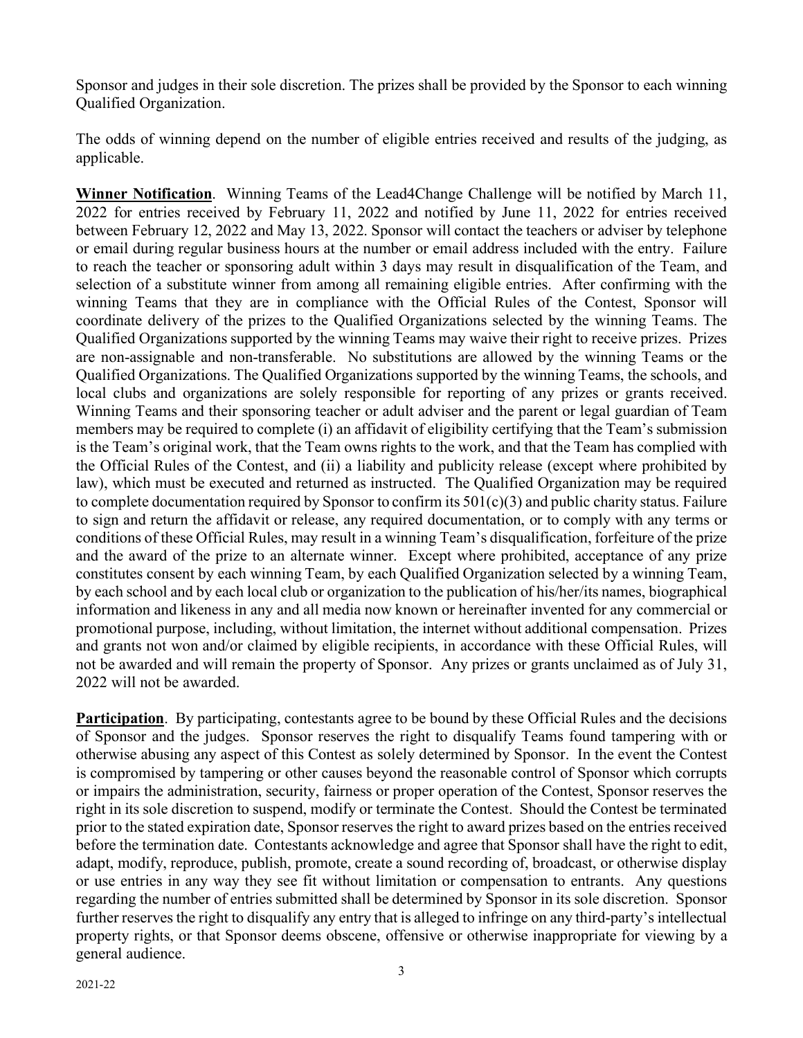Sponsor and judges in their sole discretion. The prizes shall be provided by the Sponsor to each winning Qualified Organization.

The odds of winning depend on the number of eligible entries received and results of the judging, as applicable.

**Winner Notification**. Winning Teams of the Lead4Change Challenge will be notified by March 11, 2022 for entries received by February 11, 2022 and notified by June 11, 2022 for entries received between February 12, 2022 and May 13, 2022. Sponsor will contact the teachers or adviser by telephone or email during regular business hours at the number or email address included with the entry. Failure to reach the teacher or sponsoring adult within 3 days may result in disqualification of the Team, and selection of a substitute winner from among all remaining eligible entries. After confirming with the winning Teams that they are in compliance with the Official Rules of the Contest, Sponsor will coordinate delivery of the prizes to the Qualified Organizations selected by the winning Teams. The Qualified Organizations supported by the winning Teams may waive their right to receive prizes. Prizes are non-assignable and non-transferable. No substitutions are allowed by the winning Teams or the Qualified Organizations. The Qualified Organizations supported by the winning Teams, the schools, and local clubs and organizations are solely responsible for reporting of any prizes or grants received. Winning Teams and their sponsoring teacher or adult adviser and the parent or legal guardian of Team members may be required to complete (i) an affidavit of eligibility certifying that the Team's submission is the Team's original work, that the Team owns rights to the work, and that the Team has complied with the Official Rules of the Contest, and (ii) a liability and publicity release (except where prohibited by law), which must be executed and returned as instructed. The Qualified Organization may be required to complete documentation required by Sponsor to confirm its 501(c)(3) and public charity status. Failure to sign and return the affidavit or release, any required documentation, or to comply with any terms or conditions of these Official Rules, may result in a winning Team's disqualification, forfeiture of the prize and the award of the prize to an alternate winner. Except where prohibited, acceptance of any prize constitutes consent by each winning Team, by each Qualified Organization selected by a winning Team, by each school and by each local club or organization to the publication of his/her/its names, biographical information and likeness in any and all media now known or hereinafter invented for any commercial or promotional purpose, including, without limitation, the internet without additional compensation. Prizes and grants not won and/or claimed by eligible recipients, in accordance with these Official Rules, will not be awarded and will remain the property of Sponsor. Any prizes or grants unclaimed as of July 31, 2022 will not be awarded.

**Participation**. By participating, contestants agree to be bound by these Official Rules and the decisions of Sponsor and the judges. Sponsor reserves the right to disqualify Teams found tampering with or otherwise abusing any aspect of this Contest as solely determined by Sponsor. In the event the Contest is compromised by tampering or other causes beyond the reasonable control of Sponsor which corrupts or impairs the administration, security, fairness or proper operation of the Contest, Sponsor reserves the right in its sole discretion to suspend, modify or terminate the Contest. Should the Contest be terminated prior to the stated expiration date, Sponsor reserves the right to award prizes based on the entries received before the termination date. Contestants acknowledge and agree that Sponsor shall have the right to edit, adapt, modify, reproduce, publish, promote, create a sound recording of, broadcast, or otherwise display or use entries in any way they see fit without limitation or compensation to entrants. Any questions regarding the number of entries submitted shall be determined by Sponsor in its sole discretion. Sponsor further reserves the right to disqualify any entry that is alleged to infringe on any third-party's intellectual property rights, or that Sponsor deems obscene, offensive or otherwise inappropriate for viewing by a general audience.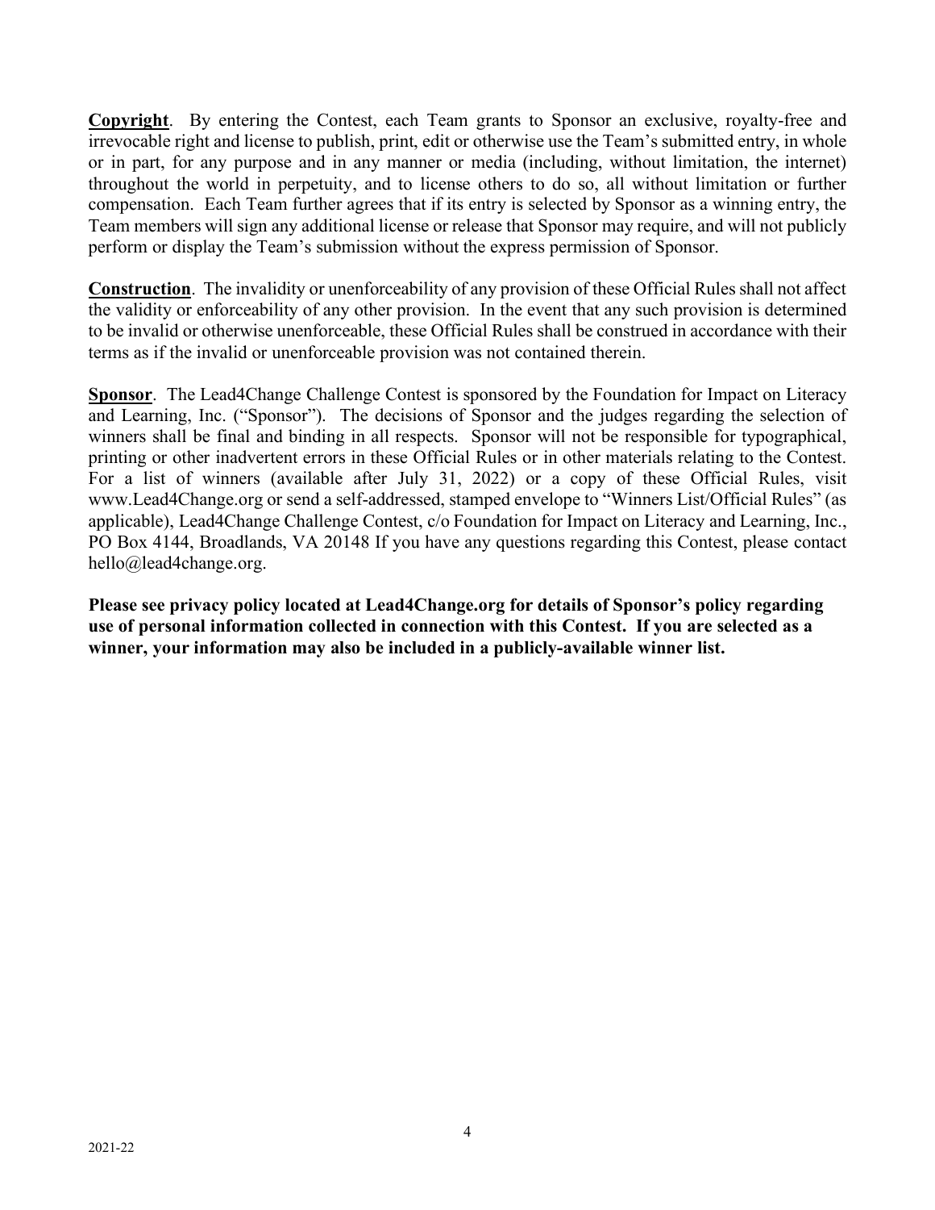**Copyright**. By entering the Contest, each Team grants to Sponsor an exclusive, royalty-free and irrevocable right and license to publish, print, edit or otherwise use the Team's submitted entry, in whole or in part, for any purpose and in any manner or media (including, without limitation, the internet) throughout the world in perpetuity, and to license others to do so, all without limitation or further compensation. Each Team further agrees that if its entry is selected by Sponsor as a winning entry, the Team members will sign any additional license or release that Sponsor may require, and will not publicly perform or display the Team's submission without the express permission of Sponsor.

**Construction**. The invalidity or unenforceability of any provision of these Official Rules shall not affect the validity or enforceability of any other provision. In the event that any such provision is determined to be invalid or otherwise unenforceable, these Official Rules shall be construed in accordance with their terms as if the invalid or unenforceable provision was not contained therein.

**Sponsor**. The Lead4Change Challenge Contest is sponsored by the Foundation for Impact on Literacy and Learning, Inc. ("Sponsor"). The decisions of Sponsor and the judges regarding the selection of winners shall be final and binding in all respects. Sponsor will not be responsible for typographical, printing or other inadvertent errors in these Official Rules or in other materials relating to the Contest. For a list of winners (available after July 31, 2022) or a copy of these Official Rules, visit www.Lead4Change.org or send a self-addressed, stamped envelope to "Winners List/Official Rules" (as applicable), Lead4Change Challenge Contest, c/o Foundation for Impact on Literacy and Learning, Inc., PO Box 4144, Broadlands, VA 20148 If you have any questions regarding this Contest, please contact hello@lead4change.org.

**Please see privacy policy located at Lead4Change.org for details of Sponsor's policy regarding use of personal information collected in connection with this Contest. If you are selected as a winner, your information may also be included in a publicly-available winner list.**